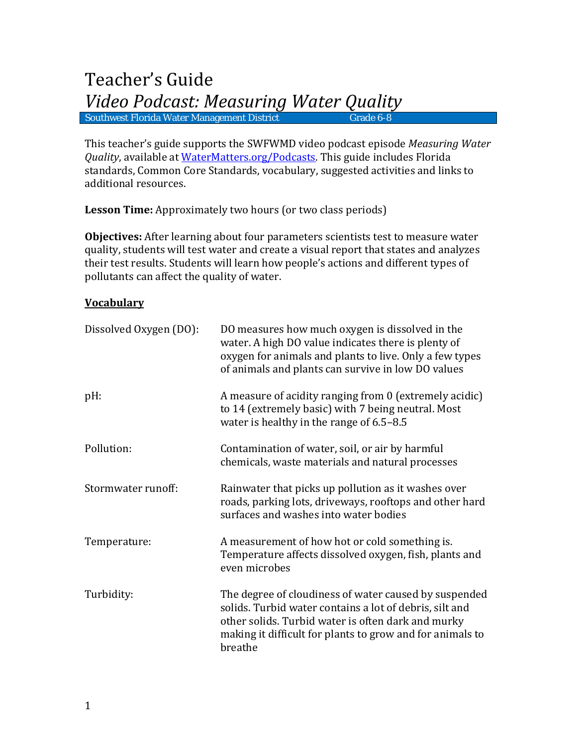# Teacher's Guide

## *Video Podcast: Measuring Water Quality*

Southwest Florida Water Management District Grade 6-8

This teacher's guide supports the SWFWMD video podcast episode *Measuring Water Quality*, available at [WaterMatters.org/Podcasts](WaterMatters.org/Podcasts). This guide includes Florida standards, Common Core Standards, vocabulary, suggested activities and links to additional resources.

**Lesson Time:** Approximately two hours (or two class periods)

**Objectives:** After learning about four parameters scientists test to measure water quality, students will test water and create a visual report that states and analyzes their test results. Students will learn how people's actions and different types of pollutants can affect the quality of water.

**<u>Vocabulary</u>**

| | |
|---|---|
| Dissolved Oxygen (DO): | DO measures how much oxygen is dissolved in the water. A high DO value indicates there is plenty of oxygen for animals and plants to live. Only a few types of animals and plants can survive in low DO values |
| pH: | A measure of acidity ranging from 0 (extremely acidic) to 14 (extremely basic) with 7 being neutral. Most water is healthy in the range of 6.5–8.5 |
| Pollution: | Contamination of water, soil, or air by harmful chemicals, waste materials and natural processes |
| Stormwater runoff: | Rainwater that picks up pollution as it washes over roads, parking lots, driveways, rooftops and other hard surfaces and washes into water bodies |
| Temperature: | A measurement of how hot or cold something is. Temperature affects dissolved oxygen, fish, plants and even microbes |
| Turbidity: | The degree of cloudiness of water caused by suspended solids. Turbid water contains a lot of debris, silt and other solids. Turbid water is often dark and murky making it difficult for plants to grow and for animals to breathe |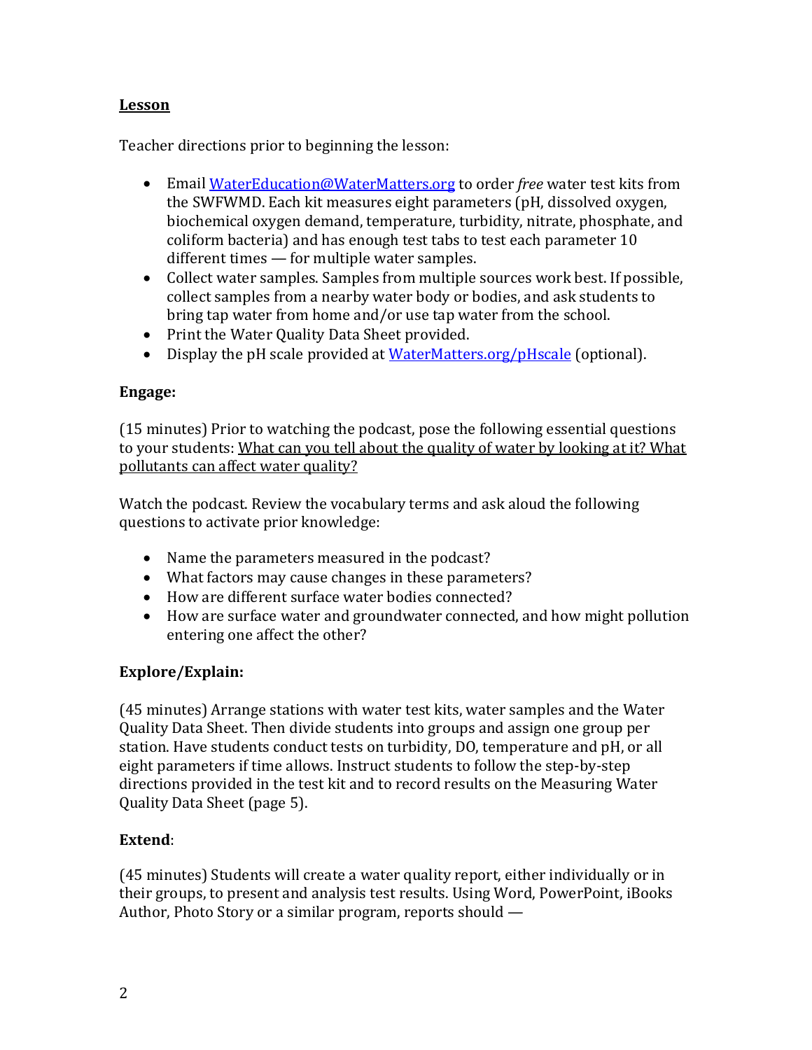**<u>Lesson</u>**

Teacher directions prior to beginning the lesson:

- Email [WaterEducation@WaterMatters.org](mailto:WaterEducation@WaterMatters.org) to order *free* water test kits from the SWFWMD. Each kit measures eight parameters (pH, dissolved oxygen, biochemical oxygen demand, temperature, turbidity, nitrate, phosphate, and coliform bacteria) and has enough test tabs to test each parameter 10 different times — for multiple water samples.
- Collect water samples. Samples from multiple sources work best. If possible, collect samples from a nearby water body or bodies, and ask students to bring tap water from home and/or use tap water from the school.
- Print the Water Quality Data Sheet provided.
- Display the pH scale provided at [WaterMatters.org/pHscale](WaterMatters.org/pHscale) (optional).

**Engage:**

(15 minutes) Prior to watching the podcast, pose the following essential questions to your students: <u>What can you tell about the quality of water by looking at it? What pollutants can affect water quality?</u>

Watch the podcast. Review the vocabulary terms and ask aloud the following questions to activate prior knowledge:

- Name the parameters measured in the podcast?
- What factors may cause changes in these parameters?
- How are different surface water bodies connected?
- How are surface water and groundwater connected, and how might pollution entering one affect the other?

**Explore/Explain:**

(45 minutes) Arrange stations with water test kits, water samples and the Water Quality Data Sheet. Then divide students into groups and assign one group per station. Have students conduct tests on turbidity, DO, temperature and pH, or all eight parameters if time allows. Instruct students to follow the step-by-step directions provided in the test kit and to record results on the Measuring Water Quality Data Sheet (page 5).

**Extend**:

(45 minutes) Students will create a water quality report, either individually or in their groups, to present and analysis test results. Using Word, PowerPoint, iBooks Author, Photo Story or a similar program, reports should —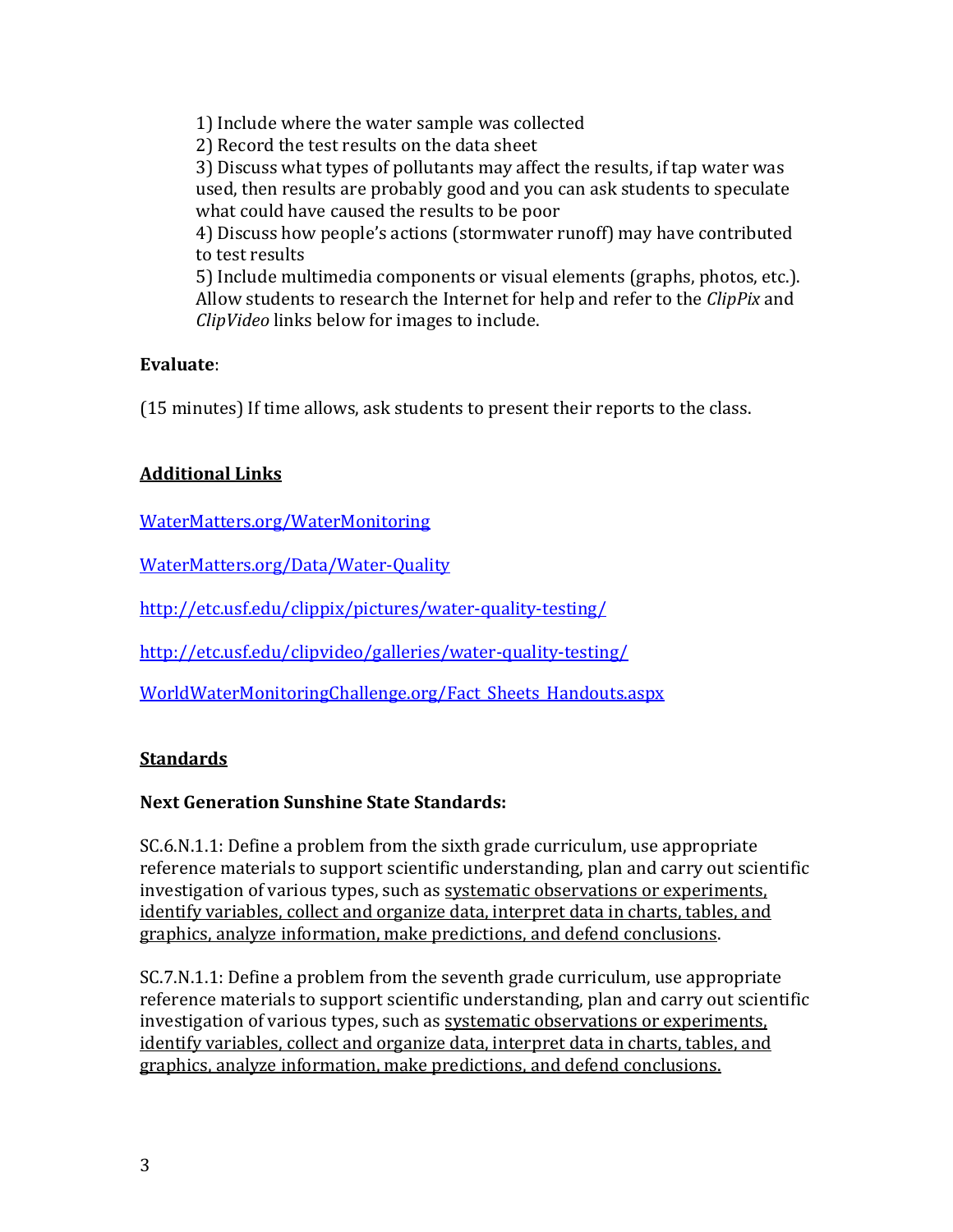1) Include where the water sample was collected
2) Record the test results on the data sheet
3) Discuss what types of pollutants may affect the results, if tap water was used, then results are probably good and you can ask students to speculate what could have caused the results to be poor
4) Discuss how people's actions (stormwater runoff) may have contributed to test results
5) Include multimedia components or visual elements (graphs, photos, etc.). Allow students to research the Internet for help and refer to the *ClipPix* and *ClipVideo* links below for images to include.

**Evaluate**:

(15 minutes) If time allows, ask students to present their reports to the class.

## Additional Links

[WaterMatters.org/WaterMonitoring](WaterMatters.org/WaterMonitoring)

[WaterMatters.org/Data/Water-Quality](WaterMatters.org/Data/Water-Quality)

[http://etc.usf.edu/clippix/pictures/water-quality-testing/](http://etc.usf.edu/clippix/pictures/water-quality-testing/)

[http://etc.usf.edu/clipvideo/galleries/water-quality-testing/](http://etc.usf.edu/clipvideo/galleries/water-quality-testing/)

[WorldWaterMonitoringChallenge.org/Fact_Sheets_Handouts.aspx](WorldWaterMonitoringChallenge.org/Fact_Sheets_Handouts.aspx)

## Standards

### Next Generation Sunshine State Standards:

SC.6.N.1.1: Define a problem from the sixth grade curriculum, use appropriate reference materials to support scientific understanding, plan and carry out scientific investigation of various types, such as systematic observations or experiments, identify variables, collect and organize data, interpret data in charts, tables, and graphics, analyze information, make predictions, and defend conclusions.

SC.7.N.1.1: Define a problem from the seventh grade curriculum, use appropriate reference materials to support scientific understanding, plan and carry out scientific investigation of various types, such as systematic observations or experiments, identify variables, collect and organize data, interpret data in charts, tables, and graphics, analyze information, make predictions, and defend conclusions.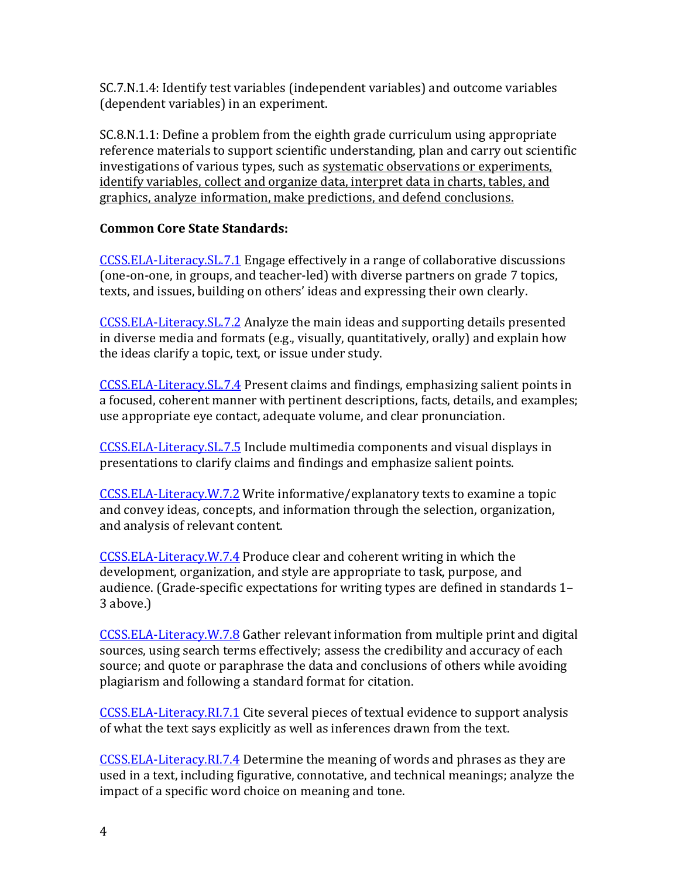SC.7.N.1.4: Identify test variables (independent variables) and outcome variables (dependent variables) in an experiment.

SC.8.N.1.1: Define a problem from the eighth grade curriculum using appropriate reference materials to support scientific understanding, plan and carry out scientific investigations of various types, such as <u>systematic observations or experiments, identify variables, collect and organize data, interpret data in charts, tables, and graphics, analyze information, make predictions, and defend conclusions.</u>

**Common Core State Standards:**

CCSS.ELA-Literacy.SL.7.1 Engage effectively in a range of collaborative discussions (one-on-one, in groups, and teacher-led) with diverse partners on grade 7 topics, texts, and issues, building on others' ideas and expressing their own clearly.

CCSS.ELA-Literacy.SL.7.2 Analyze the main ideas and supporting details presented in diverse media and formats (e.g., visually, quantitatively, orally) and explain how the ideas clarify a topic, text, or issue under study.

CCSS.ELA-Literacy.SL.7.4 Present claims and findings, emphasizing salient points in a focused, coherent manner with pertinent descriptions, facts, details, and examples; use appropriate eye contact, adequate volume, and clear pronunciation.

CCSS.ELA-Literacy.SL.7.5 Include multimedia components and visual displays in presentations to clarify claims and findings and emphasize salient points.

CCSS.ELA-Literacy.W.7.2 Write informative/explanatory texts to examine a topic and convey ideas, concepts, and information through the selection, organization, and analysis of relevant content.

CCSS.ELA-Literacy.W.7.4 Produce clear and coherent writing in which the development, organization, and style are appropriate to task, purpose, and audience. (Grade-specific expectations for writing types are defined in standards 1–3 above.)

CCSS.ELA-Literacy.W.7.8 Gather relevant information from multiple print and digital sources, using search terms effectively; assess the credibility and accuracy of each source; and quote or paraphrase the data and conclusions of others while avoiding plagiarism and following a standard format for citation.

CCSS.ELA-Literacy.RI.7.1 Cite several pieces of textual evidence to support analysis of what the text says explicitly as well as inferences drawn from the text.

CCSS.ELA-Literacy.RI.7.4 Determine the meaning of words and phrases as they are used in a text, including figurative, connotative, and technical meanings; analyze the impact of a specific word choice on meaning and tone.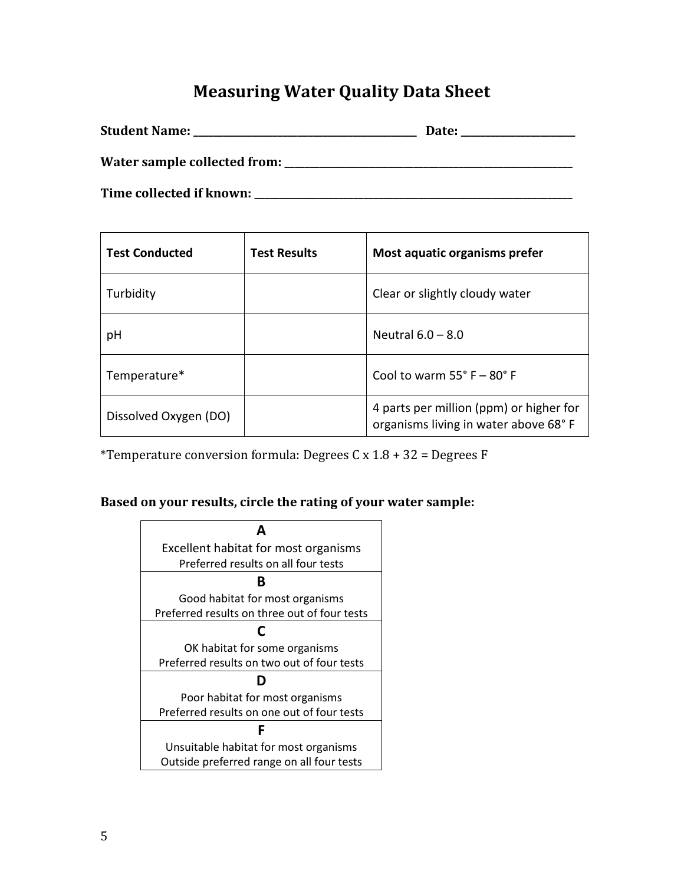# Measuring Water Quality Data Sheet

**Student Name: ________________________________ Date: ________________**

**Water sample collected from: ____________________________________________**

**Time collected if known: _______________________________________________**

| Test Conducted | Test Results | Most aquatic organisms prefer |
|---|---|---|
| Turbidity | | Clear or slightly cloudy water |
| pH | | Neutral 6.0 – 8.0 |
| Temperature* | | Cool to warm 55° F – 80° F |
| Dissolved Oxygen (DO) | | 4 parts per million (ppm) or higher for organisms living in water above 68° F |

*Temperature conversion formula: Degrees C x 1.8 + 32 = Degrees F

**Based on your results, circle the rating of your water sample:**

| |
|---|
| **A**<br>Excellent habitat for most organisms<br>Preferred results on all four tests |
| **B**<br>Good habitat for most organisms<br>Preferred results on three out of four tests |
| **C**<br>OK habitat for some organisms<br>Preferred results on two out of four tests |
| **D**<br>Poor habitat for most organisms<br>Preferred results on one out of four tests |
| **F**<br>Unsuitable habitat for most organisms<br>Outside preferred range on all four tests |